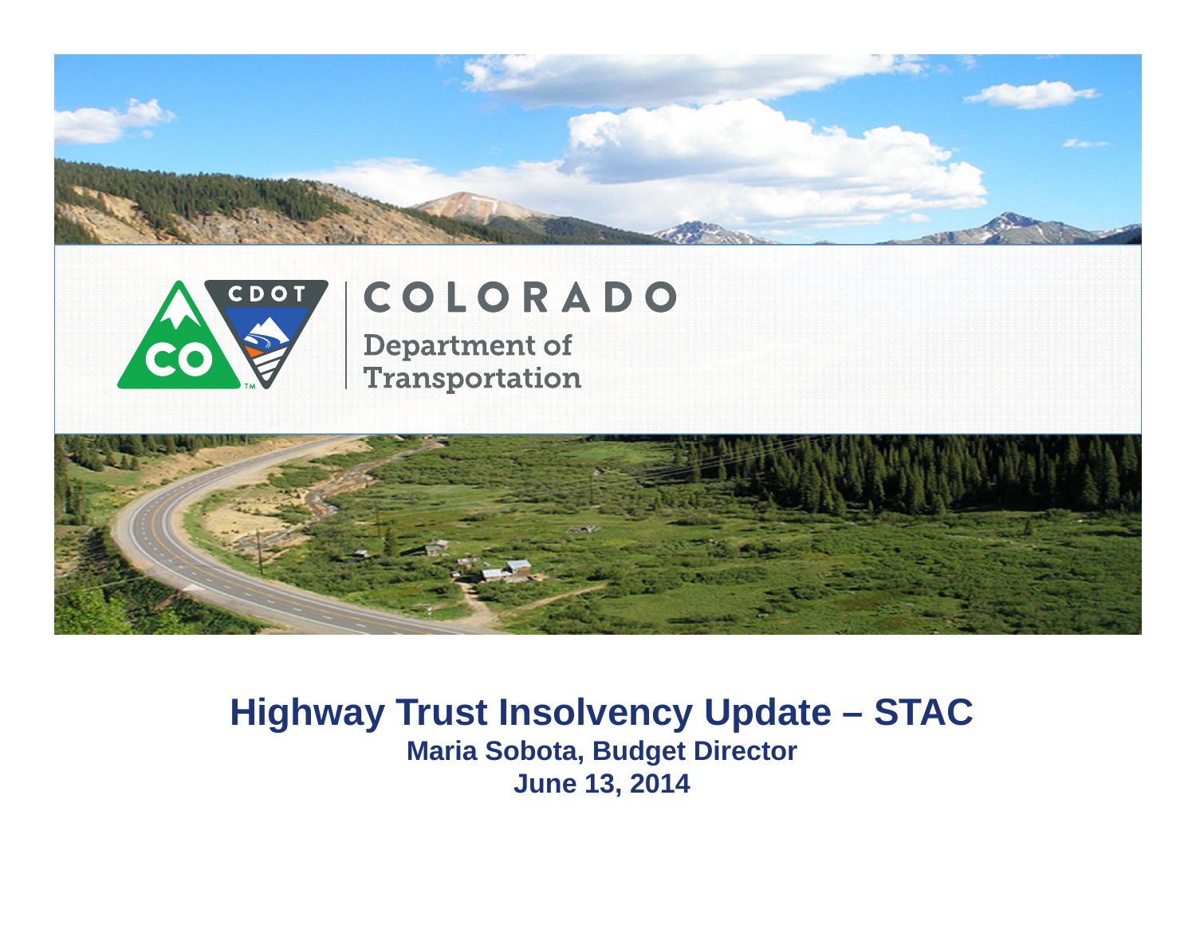COLORADO

Department of Transportation

# Highway Trust Insolvency Update – STAC

**Maria Sobota, Budget Director**

**June 13, 2014**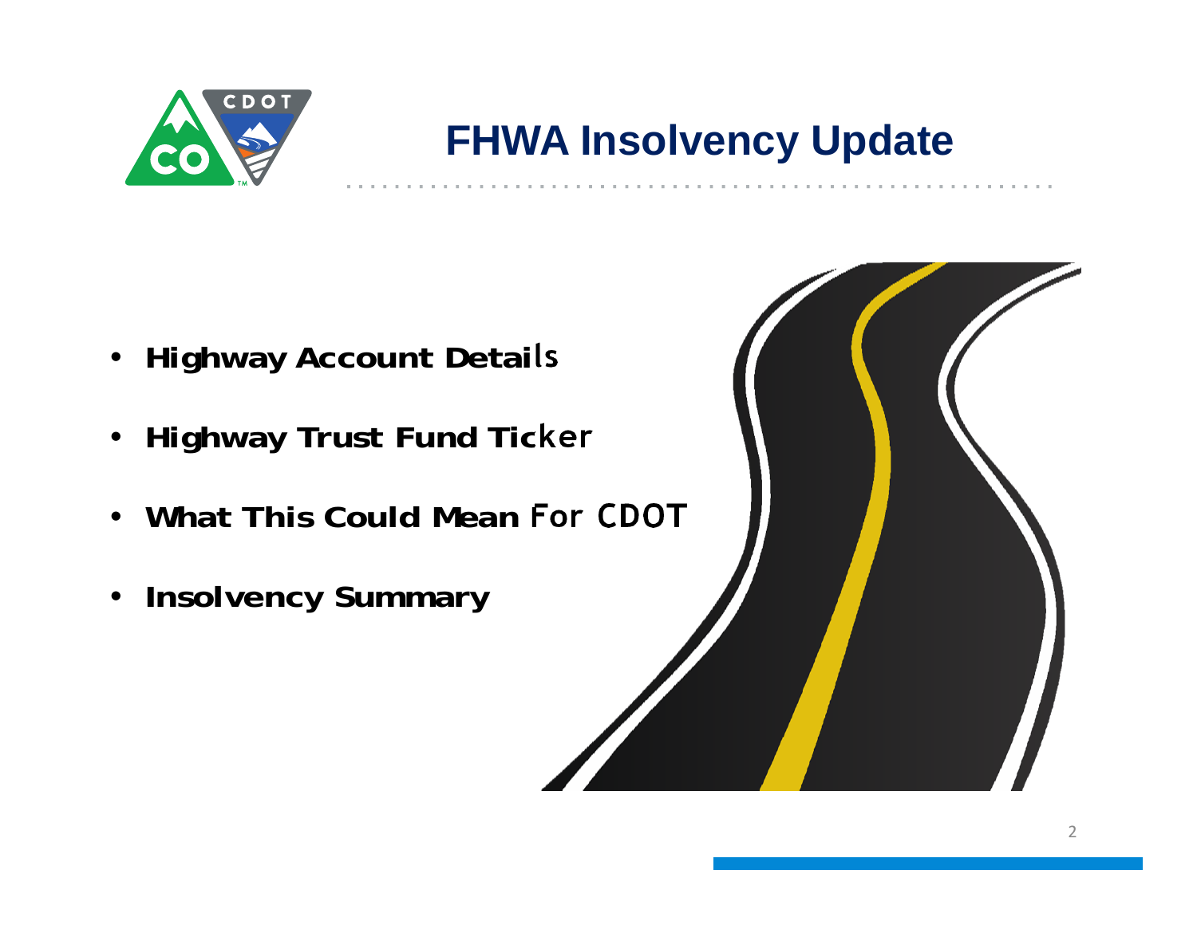# FHWA Insolvency Update

- **Highway Account Details**
- **Highway Trust Fund Ticker**
- **What This Could Mean For CDOT**
- **Insolvency Summary**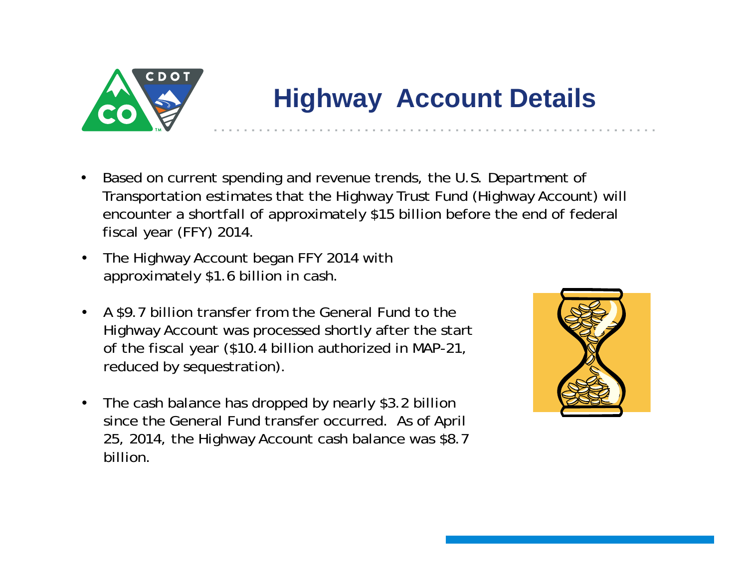# Highway Account Details

- Based on current spending and revenue trends, the U.S. Department of Transportation estimates that the Highway Trust Fund (Highway Account) will encounter a shortfall of approximately $15 billion before the end of federal fiscal year (FFY) 2014.
- The Highway Account began FFY 2014 with approximately $1.6 billion in cash.
- A $9.7 billion transfer from the General Fund to the Highway Account was processed shortly after the start of the fiscal year ($10.4 billion authorized in MAP-21, reduced by sequestration).
- The cash balance has dropped by nearly $3.2 billion since the General Fund transfer occurred. As of April 25, 2014, the Highway Account cash balance was $8.7 billion.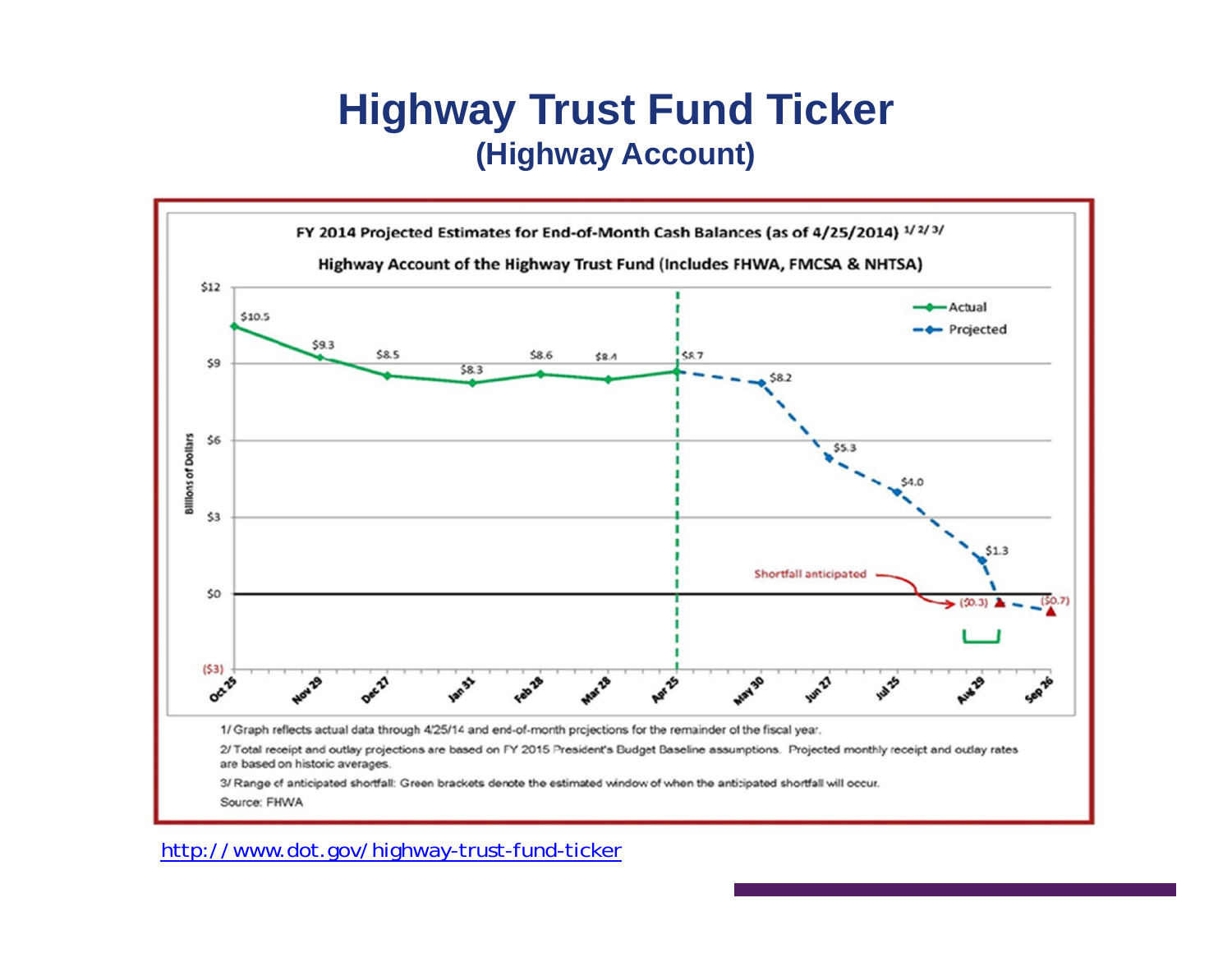# Highway Trust Fund Ticker

## (Highway Account)

**FY 2014 Projected Estimates for End-of-Month Cash Balances (as of 4/25/2014) 1/ 2/ 3/**

**Highway Account of the Highway Trust Fund (Includes FHWA, FMCSA & NHTSA)**

| Date | Actual (Billions of Dollars) | Projected (Billions of Dollars) |
|---|---|---|
| Oct 25 | $10.5 | |
| Nov 29 | $9.3 | |
| Dec 27 | $8.5 | |
| Jan 31 | $8.3 | |
| Feb 28 | $8.6 | |
| Mar 28 | $8.4 | |
| Apr 25 | $8.7 | |
| May 30 | | $8.2 |
| Jun 27 | | $5.3 |
| Jul 25 | | $4.0 |
| Aug 29 | | $1.3 |
| | | ($0.3) |
| Sep 26 | | ($0.7) |

Shortfall anticipated

1/ Graph reflects actual data through 4/25/14 and end-of-month projections for the remainder of the fiscal year.

2/ Total receipt and outlay projections are based on FY 2015 President's Budget Baseline assumptions. Projected monthly receipt and outlay rates are based on historic averages.

3/ Range of anticipated shortfall: Green brackets denote the estimated window of when the anticipated shortfall will occur.

Source: FHWA

http://www.dot.gov/highway-trust-fund-ticker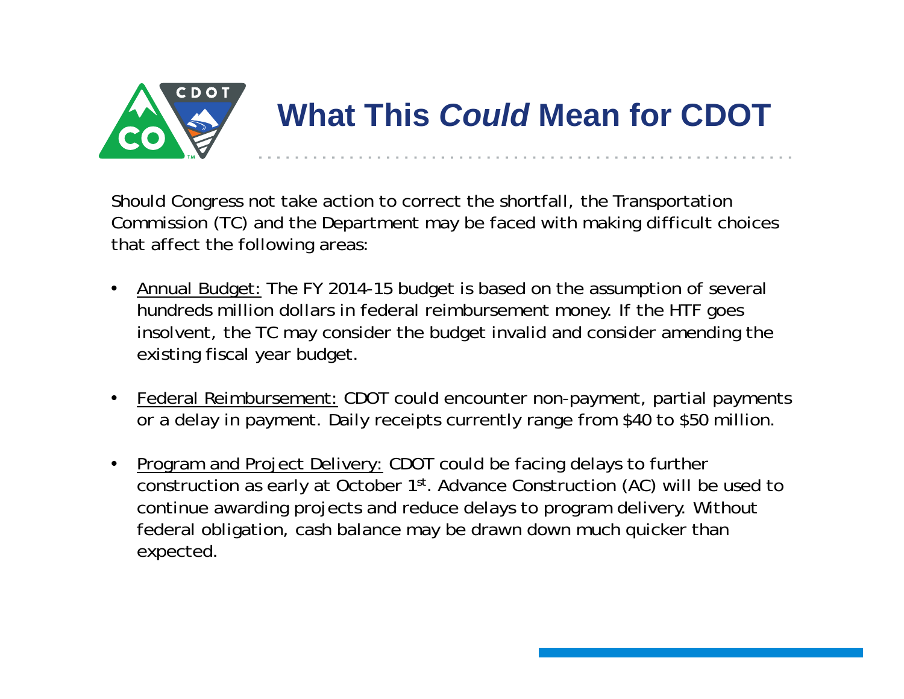# What This *Could* Mean for CDOT

Should Congress not take action to correct the shortfall, the Transportation Commission (TC) and the Department may be faced with making difficult choices that affect the following areas:

- Annual Budget: The FY 2014-15 budget is based on the assumption of several hundreds million dollars in federal reimbursement money. If the HTF goes insolvent, the TC may consider the budget invalid and consider amending the existing fiscal year budget.
- Federal Reimbursement: CDOT could encounter non-payment, partial payments or a delay in payment. Daily receipts currently range from $40 to $50 million.
- Program and Project Delivery: CDOT could be facing delays to further construction as early at October 1st. Advance Construction (AC) will be used to continue awarding projects and reduce delays to program delivery. Without federal obligation, cash balance may be drawn down much quicker than expected.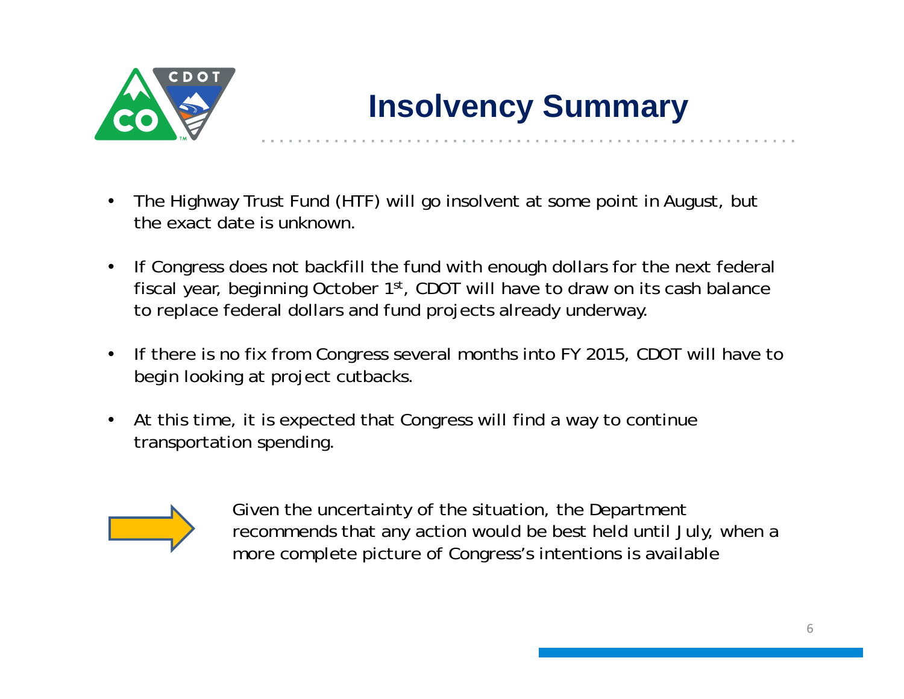# Insolvency Summary

- The Highway Trust Fund (HTF) will go insolvent at some point in August, but the exact date is unknown.
- If Congress does not backfill the fund with enough dollars for the next federal fiscal year, beginning October 1st, CDOT will have to draw on its cash balance to replace federal dollars and fund projects already underway.
- If there is no fix from Congress several months into FY 2015, CDOT will have to begin looking at project cutbacks.
- At this time, it is expected that Congress will find a way to continue transportation spending.

Given the uncertainty of the situation, the Department recommends that any action would be best held until July, when a more complete picture of Congress's intentions is available